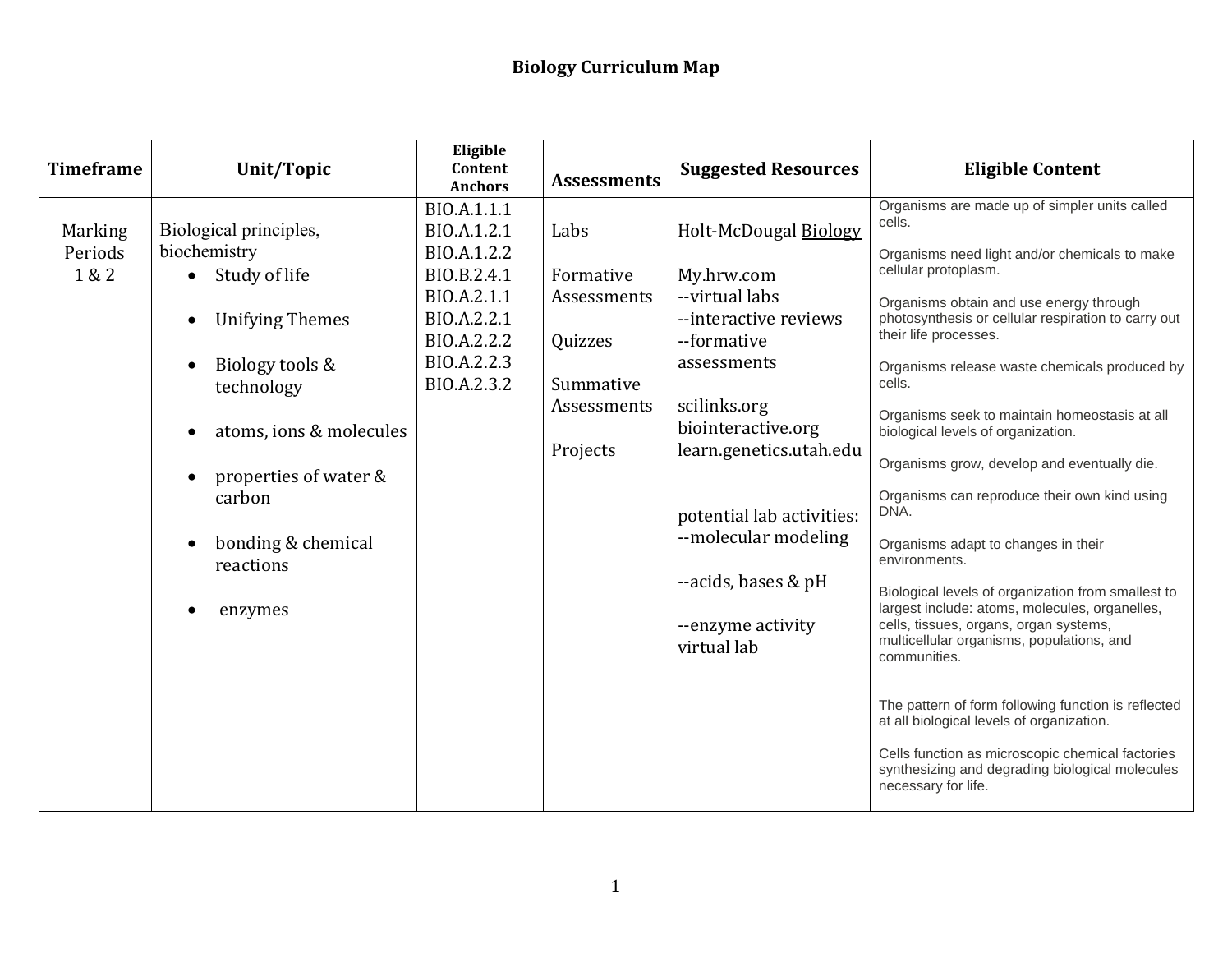# Biology Curriculum Map

| Timeframe | Unit/Topic | Eligible Content Anchors | Assessments | Suggested Resources | Eligible Content |
|---|---|---|---|---|---|
| Marking Periods 1 & 2 | Biological principles, biochemistry<br>• Study of life<br>• Unifying Themes<br>• Biology tools & technology<br>• atoms, ions & molecules<br>• properties of water & carbon<br>• bonding & chemical reactions<br>• enzymes | BIO.A.1.1.1<br>BIO.A.1.2.1<br>BIO.A.1.2.2<br>BIO.B.2.4.1<br>BIO.A.2.1.1<br>BIO.A.2.2.1<br>BIO.A.2.2.2<br>BIO.A.2.2.3<br>BIO.A.2.3.2 | Labs<br><br>Formative Assessments<br><br>Quizzes<br><br>Summative Assessments<br><br>Projects | Holt-McDougal Biology<br><br>My.hrw.com<br>--virtual labs<br>--interactive reviews<br>--formative assessments<br><br>scilinks.org<br>biointeractive.org<br>learn.genetics.utah.edu<br><br>potential lab activities:<br>--molecular modeling<br><br>--acids, bases & pH<br><br>--enzyme activity virtual lab | Organisms are made up of simpler units called cells.<br><br>Organisms need light and/or chemicals to make cellular protoplasm.<br><br>Organisms obtain and use energy through photosynthesis or cellular respiration to carry out their life processes.<br><br>Organisms release waste chemicals produced by cells.<br><br>Organisms seek to maintain homeostasis at all biological levels of organization.<br><br>Organisms grow, develop and eventually die.<br><br>Organisms can reproduce their own kind using DNA.<br><br>Organisms adapt to changes in their environments.<br><br>Biological levels of organization from smallest to largest include: atoms, molecules, organelles, cells, tissues, organs, organ systems, multicellular organisms, populations, and communities.<br><br>The pattern of form following function is reflected at all biological levels of organization.<br><br>Cells function as microscopic chemical factories synthesizing and degrading biological molecules necessary for life. |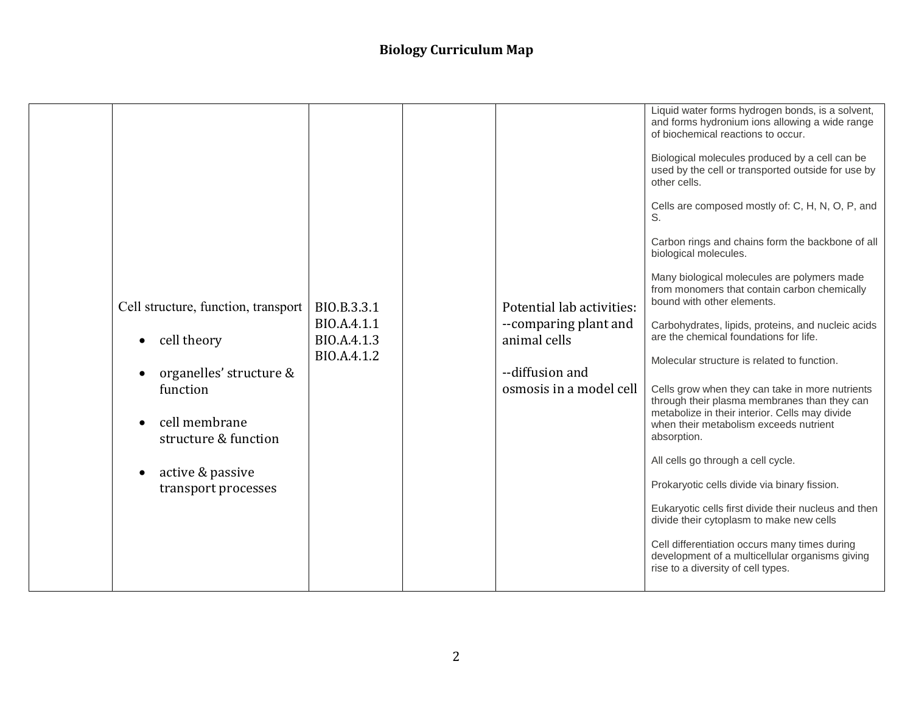# Biology Curriculum Map

| | | | | | |
|---|---|---|---|---|---|
| | Cell structure, function, transport<br>• cell theory<br>• organelles' structure & function<br>• cell membrane structure & function<br>• active & passive transport processes | BIO.B.3.3.1<br>BIO.A.4.1.1<br>BIO.A.4.1.3<br>BIO.A.4.1.2 | | Potential lab activities:<br>--comparing plant and animal cells<br><br>--diffusion and osmosis in a model cell | Liquid water forms hydrogen bonds, is a solvent, and forms hydronium ions allowing a wide range of biochemical reactions to occur.<br><br>Biological molecules produced by a cell can be used by the cell or transported outside for use by other cells.<br><br>Cells are composed mostly of: C, H, N, O, P, and S.<br><br>Carbon rings and chains form the backbone of all biological molecules.<br><br>Many biological molecules are polymers made from monomers that contain carbon chemically bound with other elements.<br><br>Carbohydrates, lipids, proteins, and nucleic acids are the chemical foundations for life.<br><br>Molecular structure is related to function.<br><br>Cells grow when they can take in more nutrients through their plasma membranes than they can metabolize in their interior. Cells may divide when their metabolism exceeds nutrient absorption.<br><br>All cells go through a cell cycle.<br><br>Prokaryotic cells divide via binary fission.<br><br>Eukaryotic cells first divide their nucleus and then divide their cytoplasm to make new cells<br><br>Cell differentiation occurs many times during development of a multicellular organisms giving rise to a diversity of cell types. |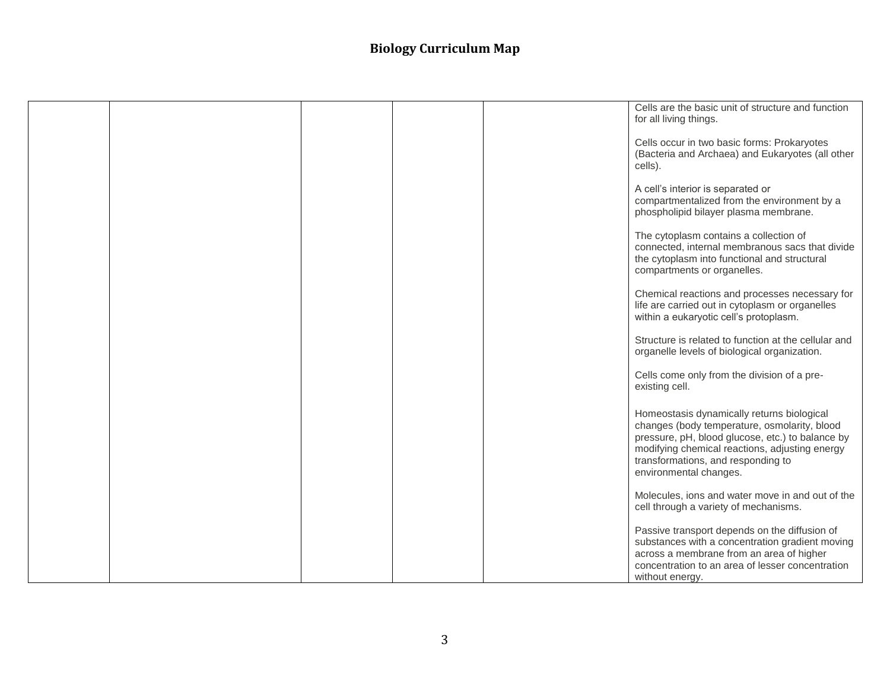# Biology Curriculum Map

| | | | | | |
|---|---|---|---|---|---|
| | | | | | Cells are the basic unit of structure and function for all living things.<br><br>Cells occur in two basic forms: Prokaryotes (Bacteria and Archaea) and Eukaryotes (all other cells).<br><br>A cell's interior is separated or compartmentalized from the environment by a phospholipid bilayer plasma membrane.<br><br>The cytoplasm contains a collection of connected, internal membranous sacs that divide the cytoplasm into functional and structural compartments or organelles.<br><br>Chemical reactions and processes necessary for life are carried out in cytoplasm or organelles within a eukaryotic cell's protoplasm.<br><br>Structure is related to function at the cellular and organelle levels of biological organization.<br><br>Cells come only from the division of a pre-existing cell.<br><br>Homeostasis dynamically returns biological changes (body temperature, osmolarity, blood pressure, pH, blood glucose, etc.) to balance by modifying chemical reactions, adjusting energy transformations, and responding to environmental changes.<br><br>Molecules, ions and water move in and out of the cell through a variety of mechanisms.<br><br>Passive transport depends on the diffusion of substances with a concentration gradient moving across a membrane from an area of higher concentration to an area of lesser concentration without energy. |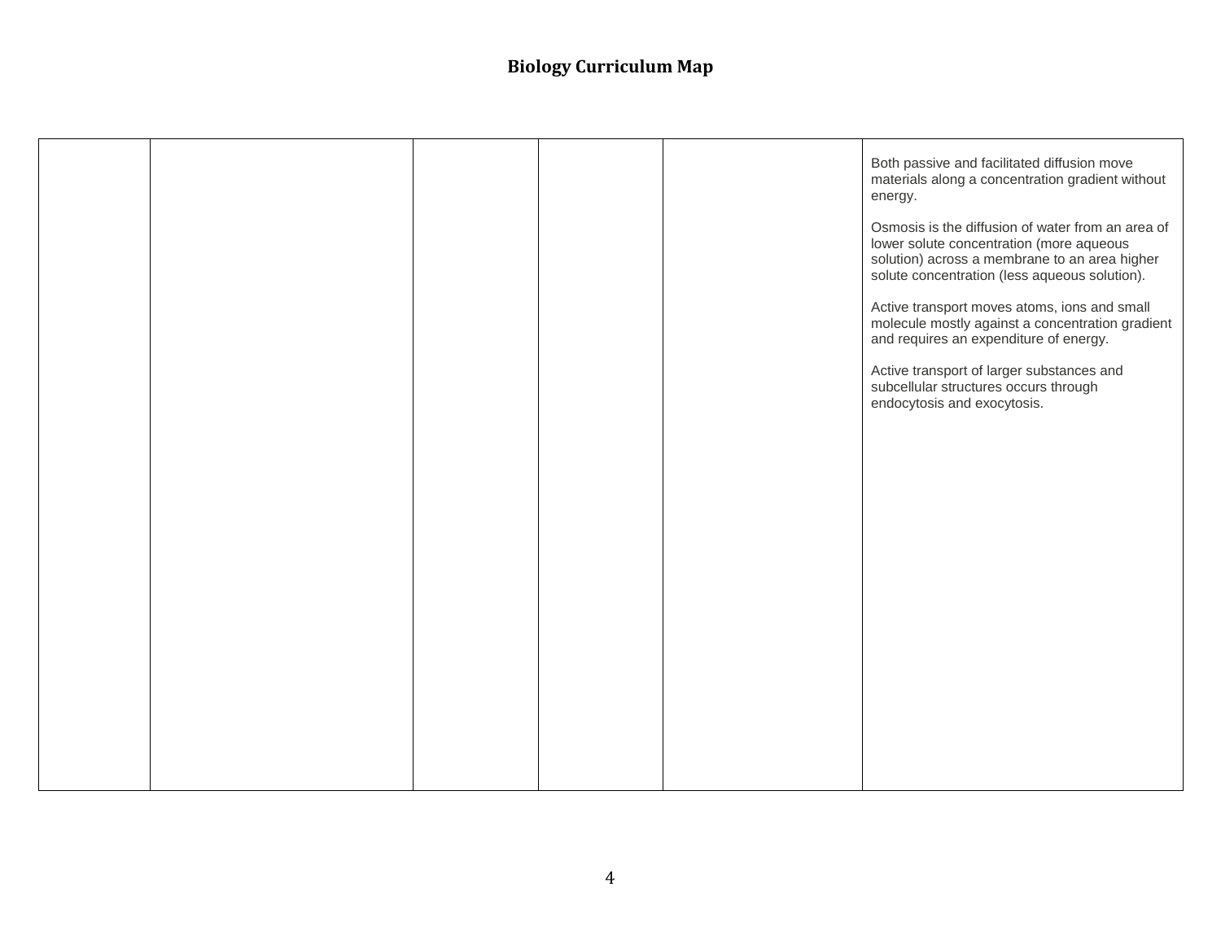# Biology Curriculum Map

| | | | | | |
|---|---|---|---|---|---|
| | | | | | Both passive and facilitated diffusion move materials along a concentration gradient without energy.<br><br>Osmosis is the diffusion of water from an area of lower solute concentration (more aqueous solution) across a membrane to an area higher solute concentration (less aqueous solution).<br><br>Active transport moves atoms, ions and small molecule mostly against a concentration gradient and requires an expenditure of energy.<br><br>Active transport of larger substances and subcellular structures occurs through endocytosis and exocytosis. |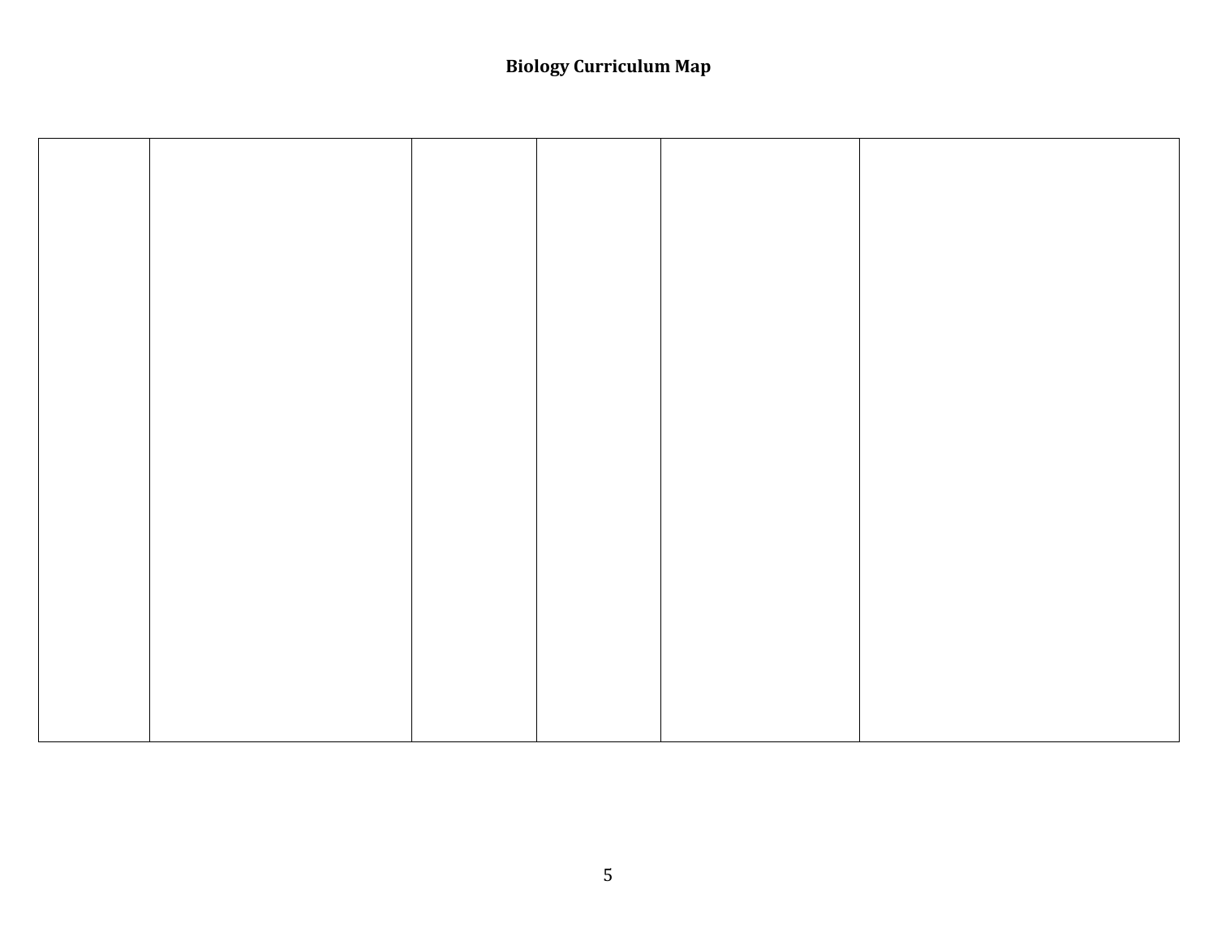**Biology Curriculum Map**

| | | | | | |
|---|---|---|---|---|---|
| | | | | | |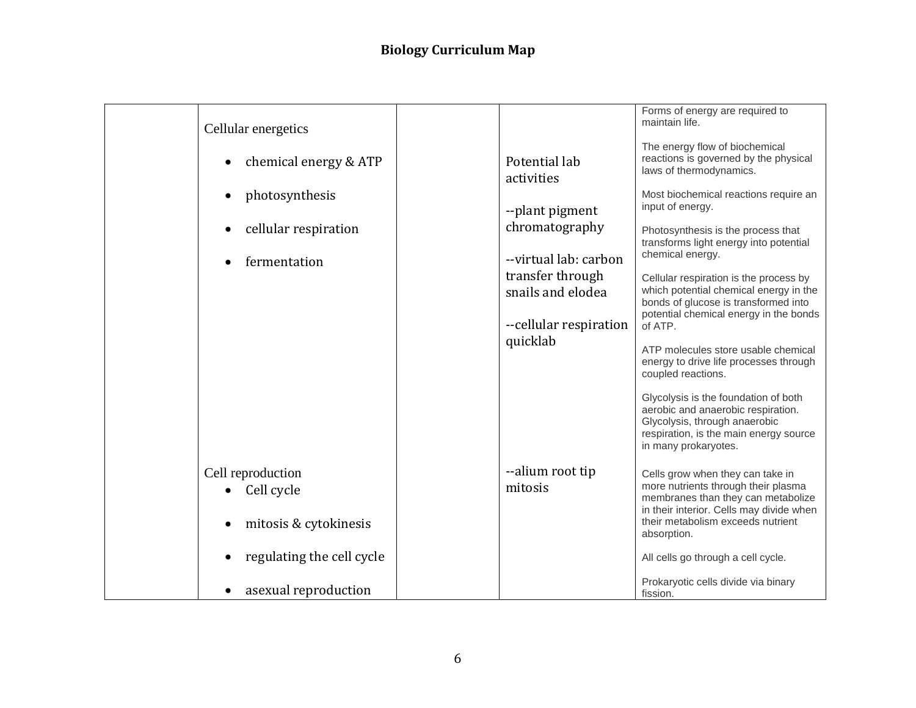## Biology Curriculum Map

| | | | | |
|---|---|---|---|---|
| | Cellular energetics<br>• chemical energy & ATP<br>• photosynthesis<br>• cellular respiration<br>• fermentation | | Potential lab activities<br><br>--plant pigment chromatography<br><br>--virtual lab: carbon transfer through snails and elodea<br><br>--cellular respiration quicklab | Forms of energy are required to maintain life.<br><br>The energy flow of biochemical reactions is governed by the physical laws of thermodynamics.<br><br>Most biochemical reactions require an input of energy.<br><br>Photosynthesis is the process that transforms light energy into potential chemical energy.<br><br>Cellular respiration is the process by which potential chemical energy in the bonds of glucose is transformed into potential chemical energy in the bonds of ATP.<br><br>ATP molecules store usable chemical energy to drive life processes through coupled reactions.<br><br>Glycolysis is the foundation of both aerobic and anaerobic respiration. Glycolysis, through anaerobic respiration, is the main energy source in many prokaryotes. |
| | Cell reproduction<br>• Cell cycle<br>• mitosis & cytokinesis<br>• regulating the cell cycle<br>• asexual reproduction | | --alium root tip mitosis | Cells grow when they can take in more nutrients through their plasma membranes than they can metabolize in their interior. Cells may divide when their metabolism exceeds nutrient absorption.<br><br>All cells go through a cell cycle.<br><br>Prokaryotic cells divide via binary fission. |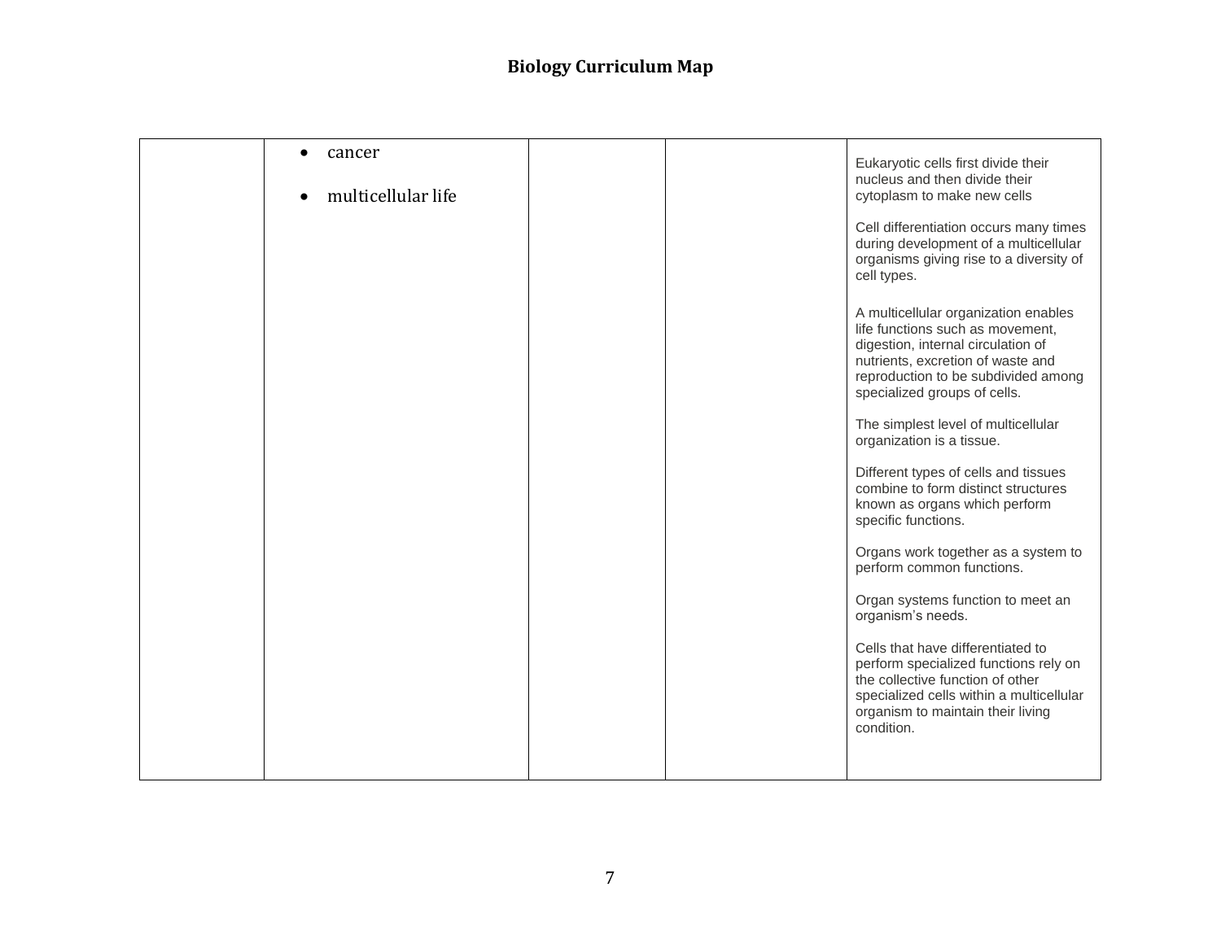| | | | | |
|---|---|---|---|---|
| | • cancer<br><br>• multicellular life | | | Eukaryotic cells first divide their nucleus and then divide their cytoplasm to make new cells<br><br>Cell differentiation occurs many times during development of a multicellular organisms giving rise to a diversity of cell types.<br><br>A multicellular organization enables life functions such as movement, digestion, internal circulation of nutrients, excretion of waste and reproduction to be subdivided among specialized groups of cells.<br><br>The simplest level of multicellular organization is a tissue.<br><br>Different types of cells and tissues combine to form distinct structures known as organs which perform specific functions.<br><br>Organs work together as a system to perform common functions.<br><br>Organ systems function to meet an organism's needs.<br><br>Cells that have differentiated to perform specialized functions rely on the collective function of other specialized cells within a multicellular organism to maintain their living condition. |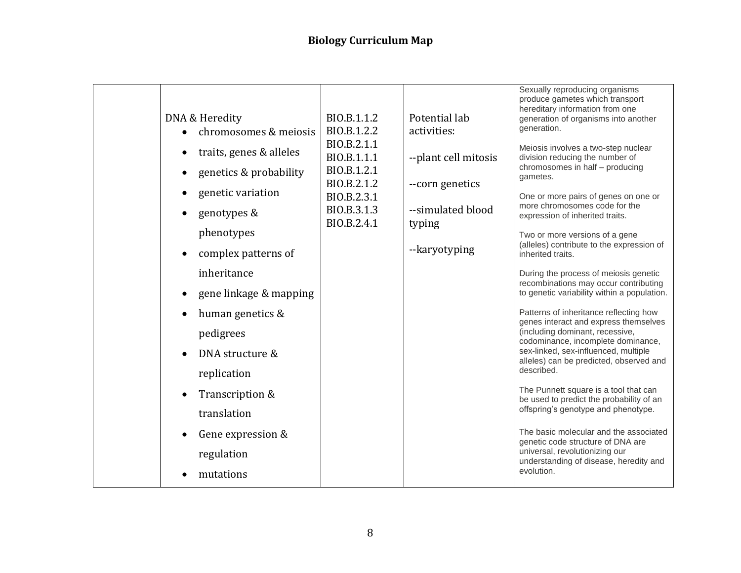# Biology Curriculum Map

| | | | | |
|---|---|---|---|---|
| | DNA & Heredity<br>• chromosomes & meiosis<br>• traits, genes & alleles<br>• genetics & probability<br>• genetic variation<br>• genotypes & phenotypes<br>• complex patterns of inheritance<br>• gene linkage & mapping<br>• human genetics & pedigrees<br>• DNA structure & replication<br>• Transcription & translation<br>• Gene expression & regulation<br>• mutations | BIO.B.1.1.2<br>BIO.B.1.2.2<br>BIO.B.2.1.1<br>BIO.B.1.1.1<br>BIO.B.1.2.1<br>BIO.B.2.1.2<br>BIO.B.2.3.1<br>BIO.B.3.1.3<br>BIO.B.2.4.1 | Potential lab activities:<br><br>--plant cell mitosis<br><br>--corn genetics<br><br>--simulated blood typing<br><br>--karyotyping | Sexually reproducing organisms produce gametes which transport hereditary information from one generation of organisms into another generation.<br><br>Meiosis involves a two-step nuclear division reducing the number of chromosomes in half – producing gametes.<br><br>One or more pairs of genes on one or more chromosomes code for the expression of inherited traits.<br><br>Two or more versions of a gene (alleles) contribute to the expression of inherited traits.<br><br>During the process of meiosis genetic recombinations may occur contributing to genetic variability within a population.<br><br>Patterns of inheritance reflecting how genes interact and express themselves (including dominant, recessive, codominance, incomplete dominance, sex-linked, sex-influenced, multiple alleles) can be predicted, observed and described.<br><br>The Punnett square is a tool that can be used to predict the probability of an offspring's genotype and phenotype.<br><br>The basic molecular and the associated genetic code structure of DNA are universal, revolutionizing our understanding of disease, heredity and evolution. |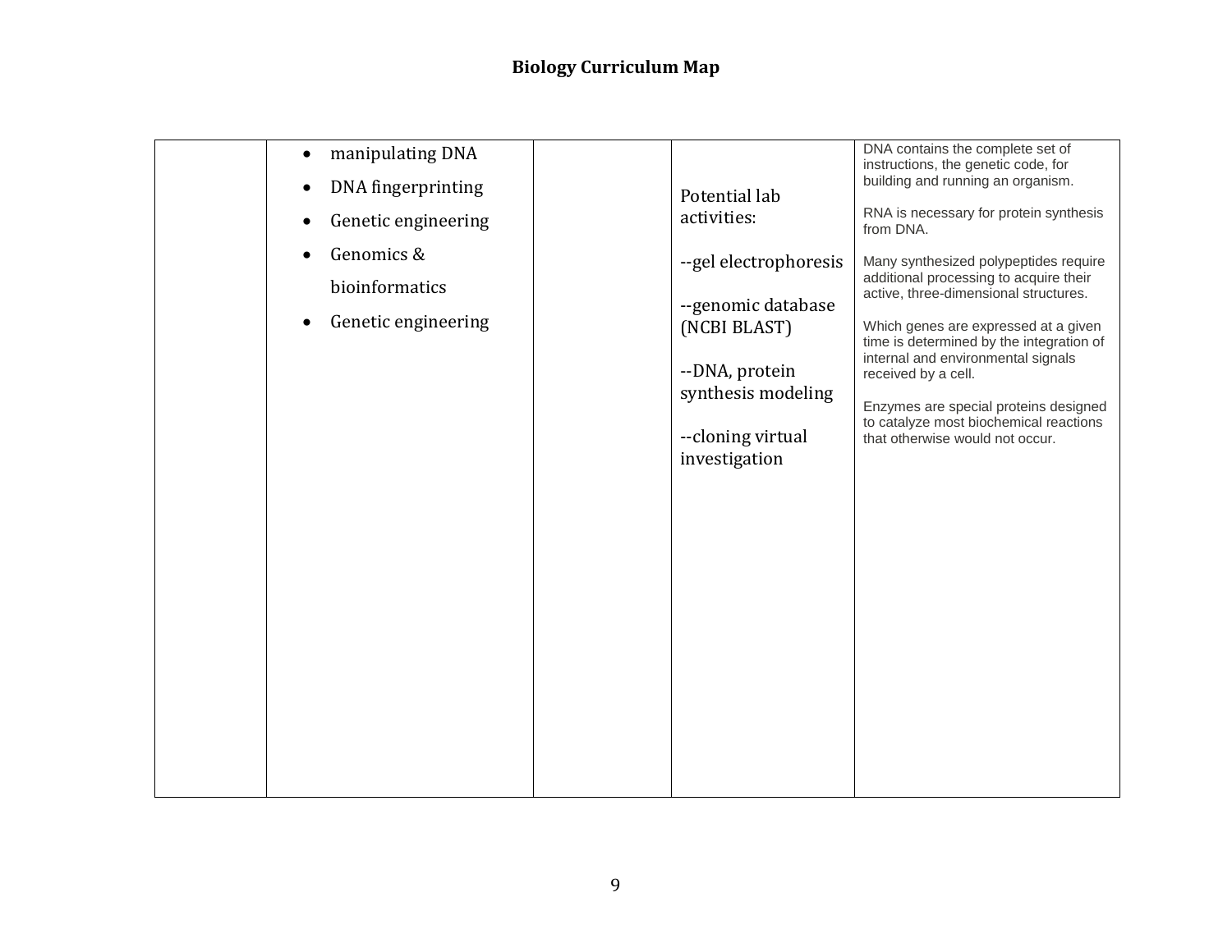# Biology Curriculum Map

| | | | | |
|---|---|---|---|---|
| | • manipulating DNA<br>• DNA fingerprinting<br>• Genetic engineering<br>• Genomics & bioinformatics<br>• Genetic engineering | | Potential lab activities:<br><br>--gel electrophoresis<br><br>--genomic database (NCBI BLAST)<br><br>--DNA, protein synthesis modeling<br><br>--cloning virtual investigation | DNA contains the complete set of instructions, the genetic code, for building and running an organism.<br><br>RNA is necessary for protein synthesis from DNA.<br><br>Many synthesized polypeptides require additional processing to acquire their active, three-dimensional structures.<br><br>Which genes are expressed at a given time is determined by the integration of internal and environmental signals received by a cell.<br><br>Enzymes are special proteins designed to catalyze most biochemical reactions that otherwise would not occur. |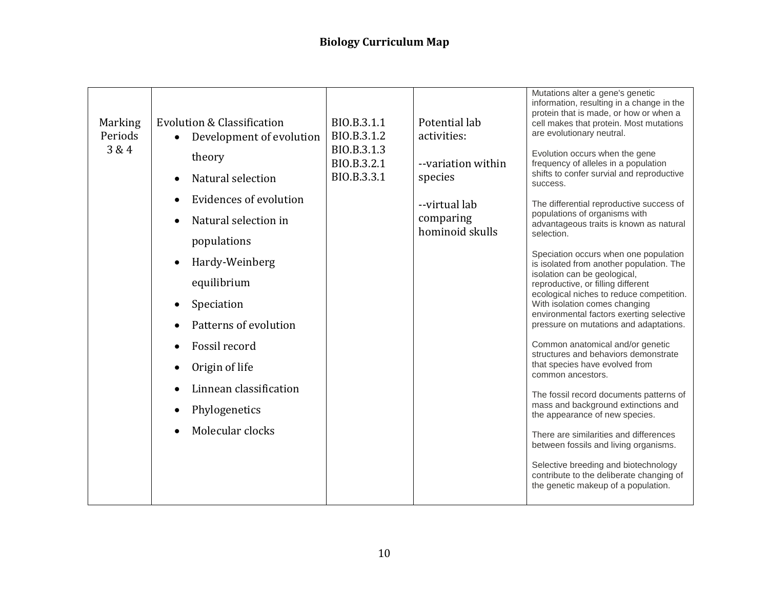## Biology Curriculum Map

| | | | | |
|---|---|---|---|---|
| Marking Periods 3 & 4 | Evolution & Classification<br>• Development of evolution theory<br>• Natural selection<br>• Evidences of evolution<br>• Natural selection in populations<br>• Hardy-Weinberg equilibrium<br>• Speciation<br>• Patterns of evolution<br>• Fossil record<br>• Origin of life<br>• Linnean classification<br>• Phylogenetics<br>• Molecular clocks | BIO.B.3.1.1<br>BIO.B.3.1.2<br>BIO.B.3.1.3<br>BIO.B.3.2.1<br>BIO.B.3.3.1 | Potential lab activities:<br><br>--variation within species<br><br>--virtual lab comparing hominoid skulls | Mutations alter a gene's genetic information, resulting in a change in the protein that is made, or how or when a cell makes that protein. Most mutations are evolutionary neutral.<br><br>Evolution occurs when the gene frequency of alleles in a population shifts to confer survial and reproductive success.<br><br>The differential reproductive success of populations of organisms with advantageous traits is known as natural selection.<br><br>Speciation occurs when one population is isolated from another population. The isolation can be geological, reproductive, or filling different ecological niches to reduce competition. With isolation comes changing environmental factors exerting selective pressure on mutations and adaptations.<br><br>Common anatomical and/or genetic structures and behaviors demonstrate that species have evolved from common ancestors.<br><br>The fossil record documents patterns of mass and background extinctions and the appearance of new species.<br><br>There are similarities and differences between fossils and living organisms.<br><br>Selective breeding and biotechnology contribute to the deliberate changing of the genetic makeup of a population. |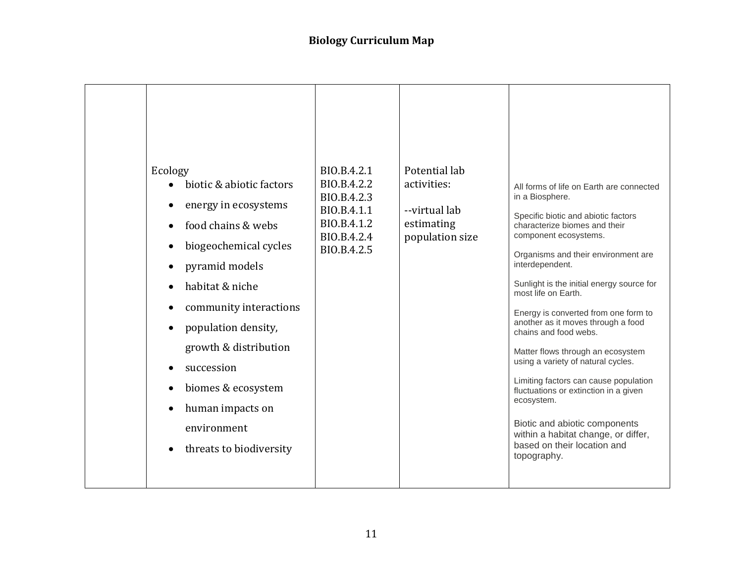# Biology Curriculum Map

| | | | | |
|---|---|---|---|---|
| | Ecology<br>• biotic & abiotic factors<br>• energy in ecosystems<br>• food chains & webs<br>• biogeochemical cycles<br>• pyramid models<br>• habitat & niche<br>• community interactions<br>• population density, growth & distribution<br>• succession<br>• biomes & ecosystem<br>• human impacts on environment<br>• threats to biodiversity | BIO.B.4.2.1<br>BIO.B.4.2.2<br>BIO.B.4.2.3<br>BIO.B.4.1.1<br>BIO.B.4.1.2<br>BIO.B.4.2.4<br>BIO.B.4.2.5 | Potential lab activities:<br><br>--virtual lab estimating population size | All forms of life on Earth are connected in a Biosphere.<br><br>Specific biotic and abiotic factors characterize biomes and their component ecosystems.<br><br>Organisms and their environment are interdependent.<br><br>Sunlight is the initial energy source for most life on Earth.<br><br>Energy is converted from one form to another as it moves through a food chains and food webs.<br><br>Matter flows through an ecosystem using a variety of natural cycles.<br><br>Limiting factors can cause population fluctuations or extinction in a given ecosystem.<br><br>Biotic and abiotic components within a habitat change, or differ, based on their location and topography. |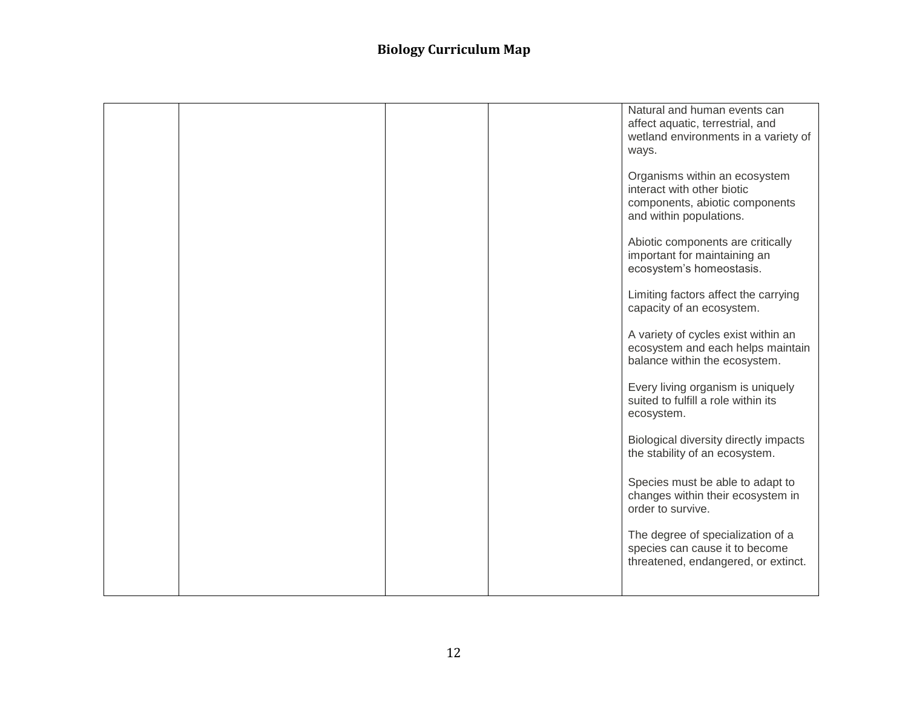| | | | | |
|---|---|---|---|---|
| | | | | Natural and human events can affect aquatic, terrestrial, and wetland environments in a variety of ways.<br><br>Organisms within an ecosystem interact with other biotic components, abiotic components and within populations.<br><br>Abiotic components are critically important for maintaining an ecosystem's homeostasis.<br><br>Limiting factors affect the carrying capacity of an ecosystem.<br><br>A variety of cycles exist within an ecosystem and each helps maintain balance within the ecosystem.<br><br>Every living organism is uniquely suited to fulfill a role within its ecosystem.<br><br>Biological diversity directly impacts the stability of an ecosystem.<br><br>Species must be able to adapt to changes within their ecosystem in order to survive.<br><br>The degree of specialization of a species can cause it to become threatened, endangered, or extinct. |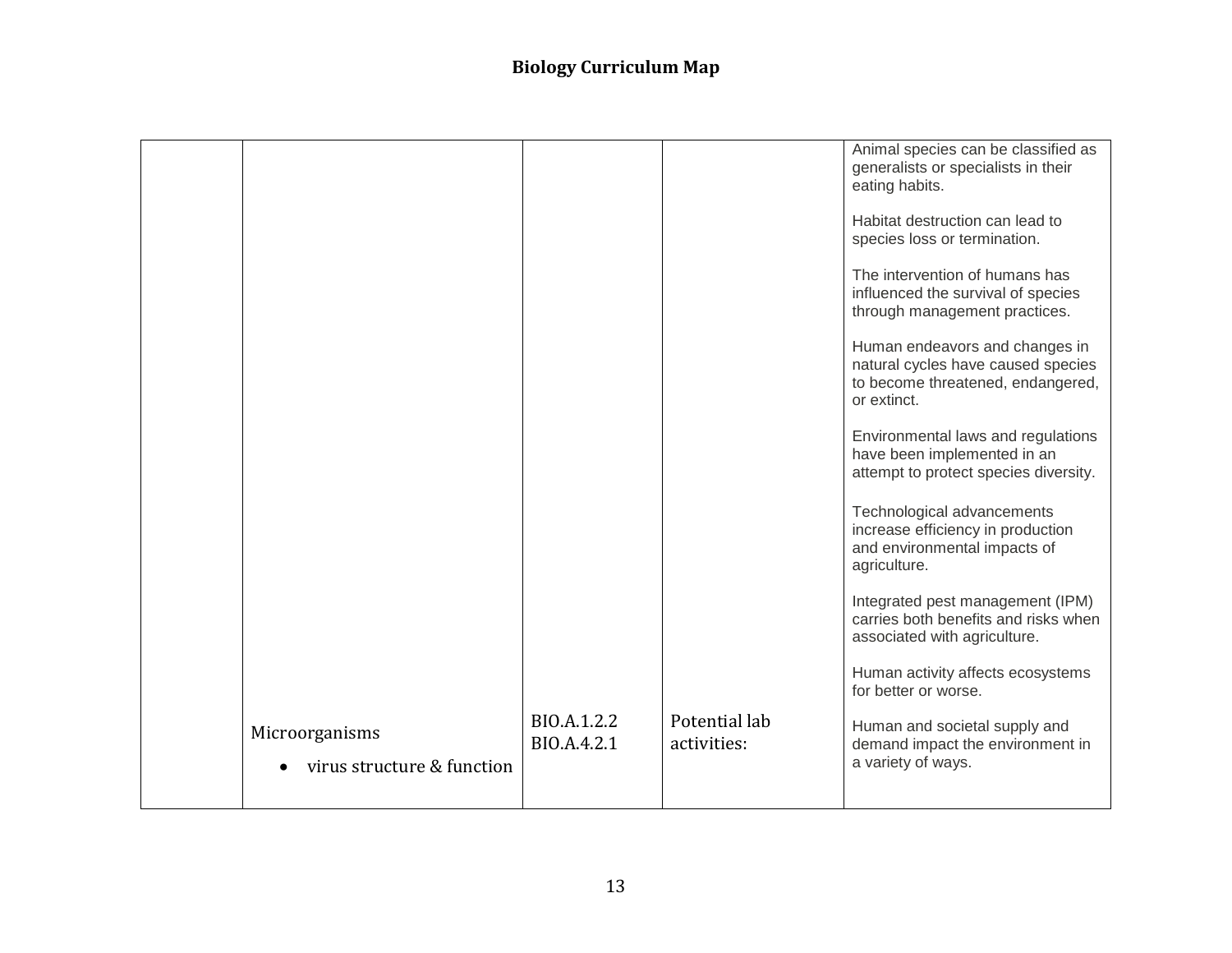# Biology Curriculum Map

| | | | | |
|---|---|---|---|---|
| | | | | Animal species can be classified as generalists or specialists in their eating habits.<br><br>Habitat destruction can lead to species loss or termination.<br><br>The intervention of humans has influenced the survival of species through management practices.<br><br>Human endeavors and changes in natural cycles have caused species to become threatened, endangered, or extinct.<br><br>Environmental laws and regulations have been implemented in an attempt to protect species diversity.<br><br>Technological advancements increase efficiency in production and environmental impacts of agriculture.<br><br>Integrated pest management (IPM) carries both benefits and risks when associated with agriculture.<br><br>Human activity affects ecosystems for better or worse. |
| | Microorganisms<br>• virus structure & function | BIO.A.1.2.2<br>BIO.A.4.2.1 | Potential lab activities: | Human and societal supply and demand impact the environment in a variety of ways. |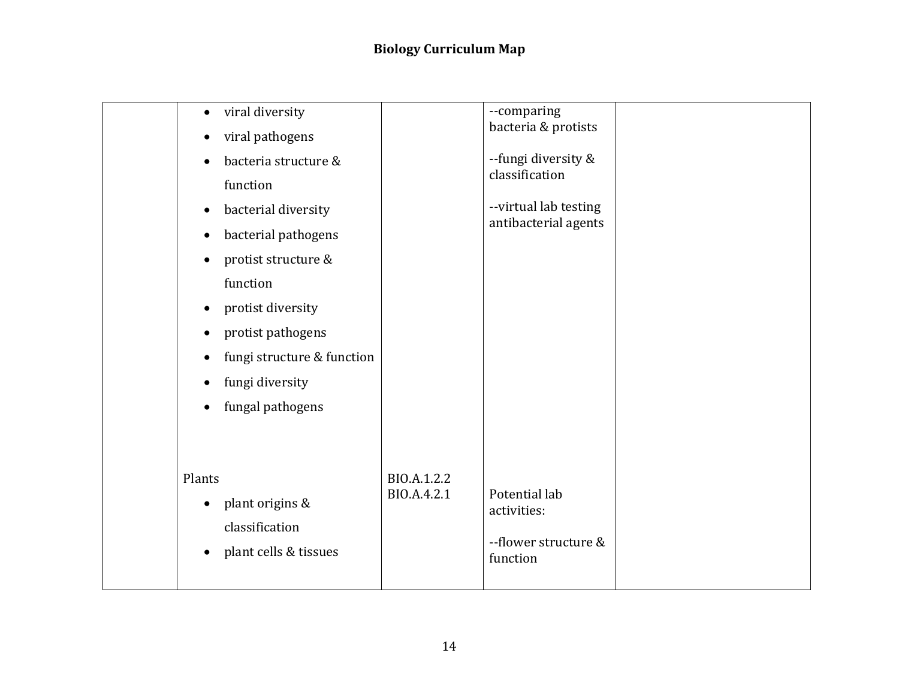# Biology Curriculum Map

| | | | | |
|---|---|---|---|---|
| | • viral diversity<br>• viral pathogens<br>• bacteria structure & function<br>• bacterial diversity<br>• bacterial pathogens<br>• protist structure & function<br>• protist diversity<br>• protist pathogens<br>• fungi structure & function<br>• fungi diversity<br>• fungal pathogens | | --comparing bacteria & protists<br><br>--fungi diversity & classification<br><br>--virtual lab testing antibacterial agents | |
| | Plants<br>• plant origins & classification<br>• plant cells & tissues | BIO.A.1.2.2<br>BIO.A.4.2.1 | Potential lab activities:<br><br>--flower structure & function | |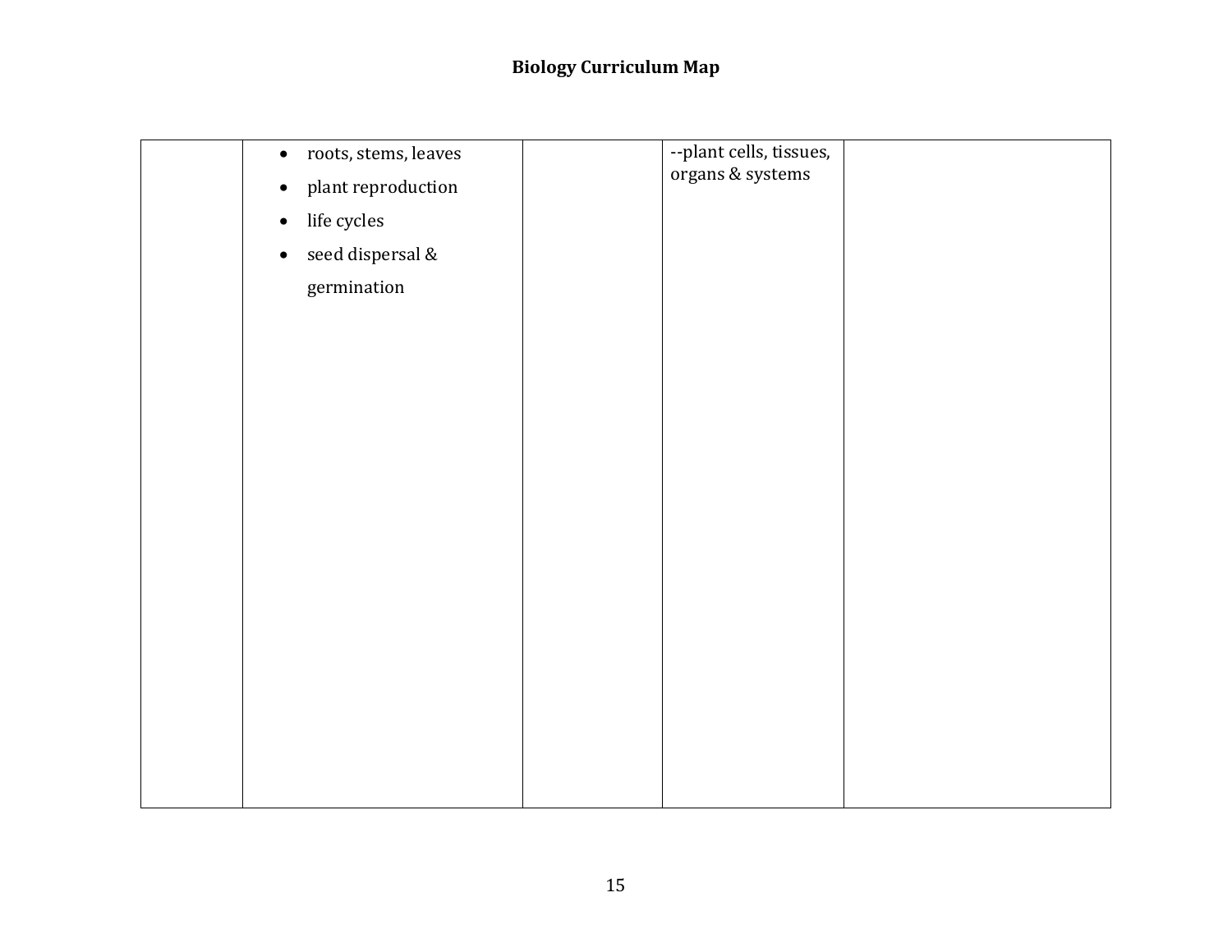| | | | | |
|---|---|---|---|---|
| | • roots, stems, leaves<br>• plant reproduction<br>• life cycles<br>• seed dispersal & germination | | --plant cells, tissues, organs & systems | |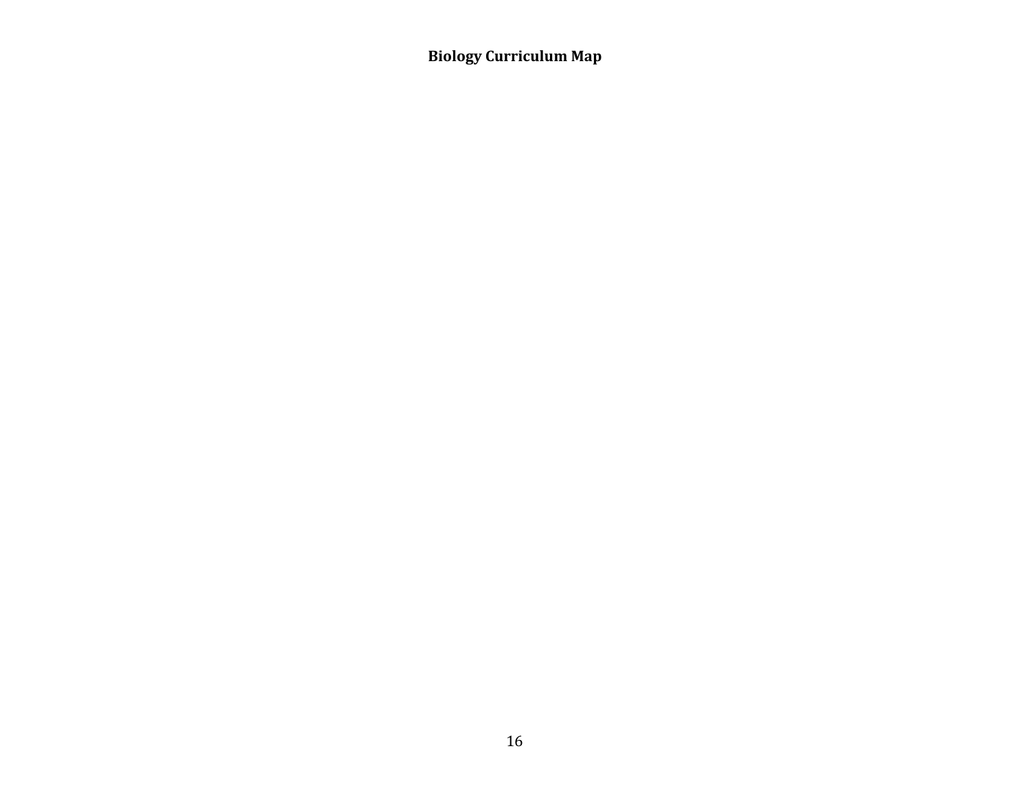**Biology Curriculum Map**